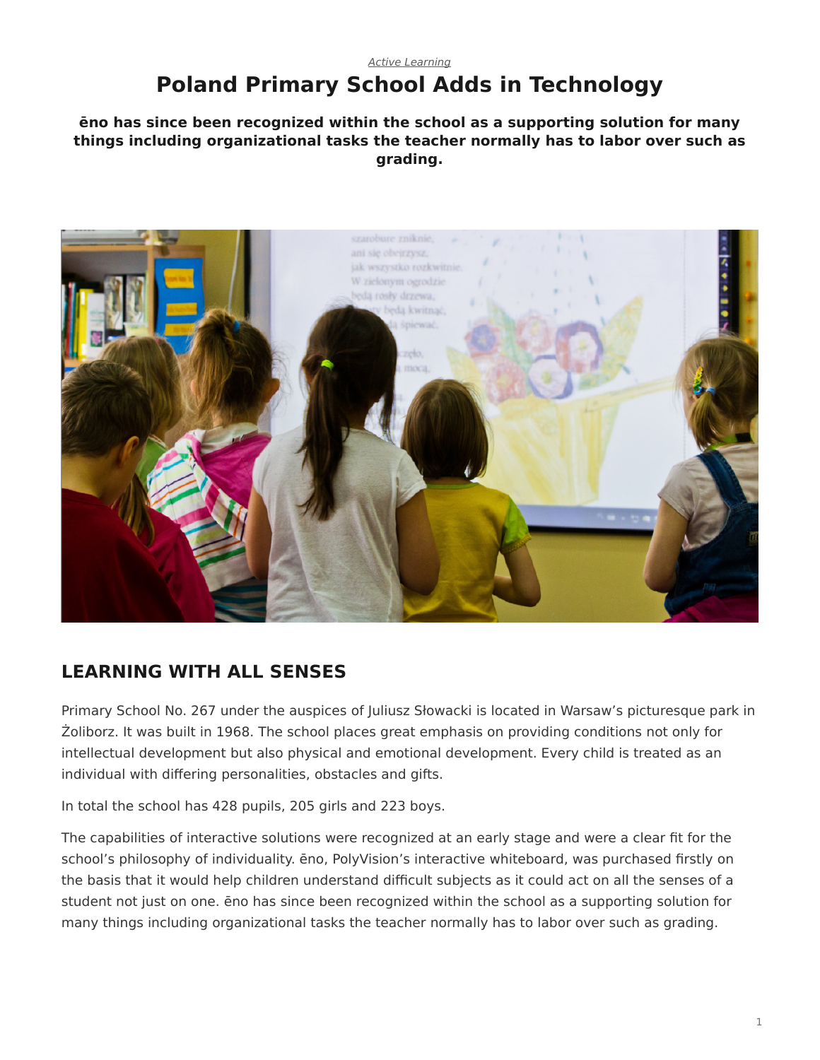*Active Learning*

# Poland Primary School Adds in Technology

**ēno has since been recognized within the school as a supporting solution for many things including organizational tasks the teacher normally has to labor over such as grading.**

## LEARNING WITH ALL SENSES

Primary School No. 267 under the auspices of Juliusz Słowacki is located in Warsaw's picturesque park in Żoliborz. It was built in 1968. The school places great emphasis on providing conditions not only for intellectual development but also physical and emotional development. Every child is treated as an individual with differing personalities, obstacles and gifts.

In total the school has 428 pupils, 205 girls and 223 boys.

The capabilities of interactive solutions were recognized at an early stage and were a clear fit for the school's philosophy of individuality. ēno, PolyVision's interactive whiteboard, was purchased firstly on the basis that it would help children understand difficult subjects as it could act on all the senses of a student not just on one. ēno has since been recognized within the school as a supporting solution for many things including organizational tasks the teacher normally has to labor over such as grading.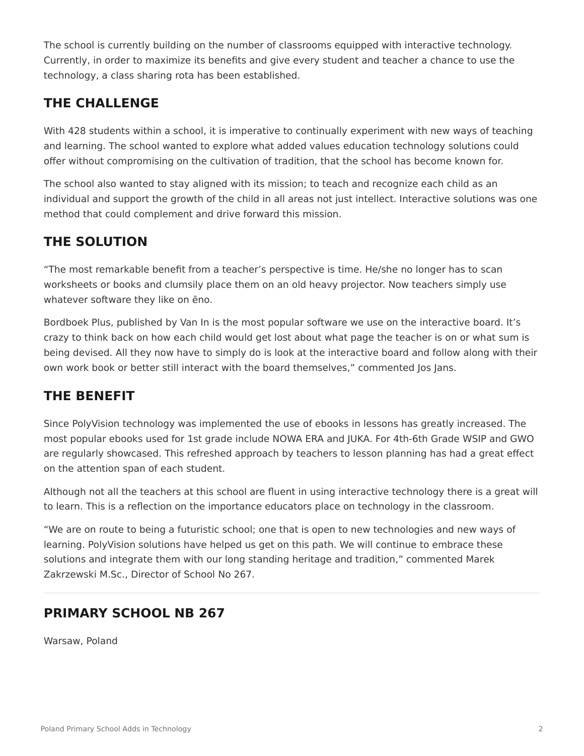The school is currently building on the number of classrooms equipped with interactive technology. Currently, in order to maximize its benefits and give every student and teacher a chance to use the technology, a class sharing rota has been established.

## THE CHALLENGE

With 428 students within a school, it is imperative to continually experiment with new ways of teaching and learning. The school wanted to explore what added values education technology solutions could offer without compromising on the cultivation of tradition, that the school has become known for.

The school also wanted to stay aligned with its mission; to teach and recognize each child as an individual and support the growth of the child in all areas not just intellect. Interactive solutions was one method that could complement and drive forward this mission.

## THE SOLUTION

“The most remarkable benefit from a teacher’s perspective is time. He/she no longer has to scan worksheets or books and clumsily place them on an old heavy projector. Now teachers simply use whatever software they like on ēno.

Bordboek Plus, published by Van In is the most popular software we use on the interactive board. It’s crazy to think back on how each child would get lost about what page the teacher is on or what sum is being devised. All they now have to simply do is look at the interactive board and follow along with their own work book or better still interact with the board themselves,” commented Jos Jans.

## THE BENEFIT

Since PolyVision technology was implemented the use of ebooks in lessons has greatly increased. The most popular ebooks used for 1st grade include NOWA ERA and JUKA. For 4th-6th Grade WSIP and GWO are regularly showcased. This refreshed approach by teachers to lesson planning has had a great effect on the attention span of each student.

Although not all the teachers at this school are fluent in using interactive technology there is a great will to learn. This is a reflection on the importance educators place on technology in the classroom.

“We are on route to being a futuristic school; one that is open to new technologies and new ways of learning. PolyVision solutions have helped us get on this path. We will continue to embrace these solutions and integrate them with our long standing heritage and tradition,” commented Marek Zakrzewski M.Sc., Director of School No 267.

---

## PRIMARY SCHOOL NB 267

Warsaw, Poland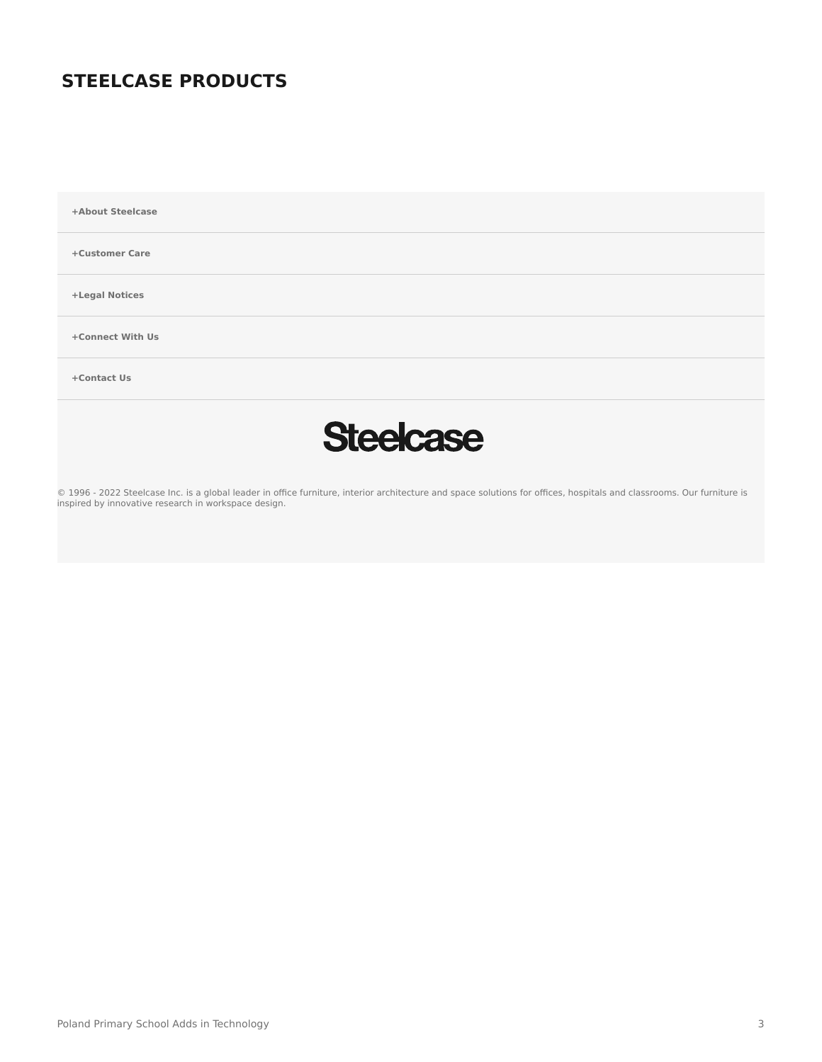## STEELCASE PRODUCTS

**+About Steelcase**

**+Customer Care**

**+Legal Notices**

**+Connect With Us**

**+Contact Us**

Steelcase

© 1996 - 2022 Steelcase Inc. is a global leader in office furniture, interior architecture and space solutions for offices, hospitals and classrooms. Our furniture is inspired by innovative research in workspace design.